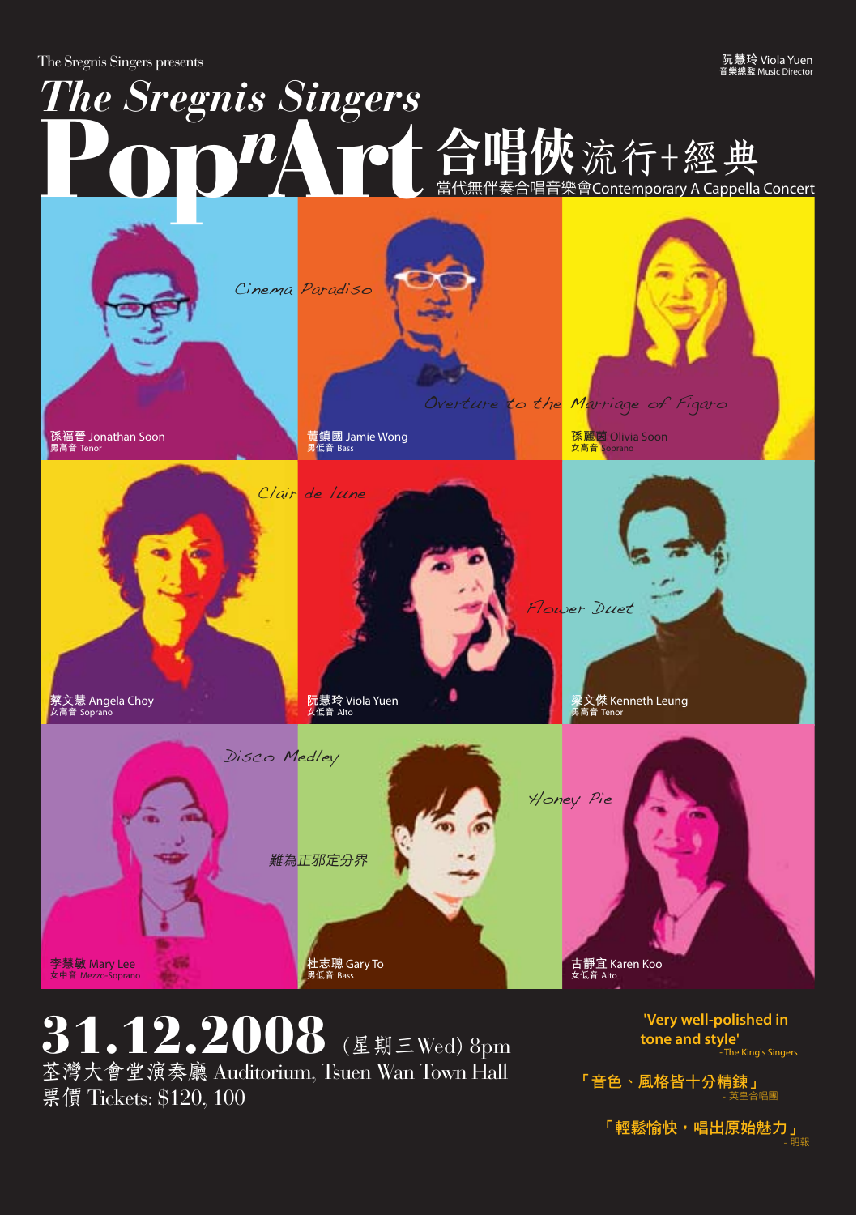The Sregnis Singers presents

阮慧玲 Viola Yuen
音樂總監 Music Director

# The Sregnis Singers PopnArt 合唱俠 流行+經典

當代無伴奏合唱音樂會 Contemporary A Cappella Concert

Cinema Paradiso

Overture to the Marriage of Figaro

Clair de lune

Flower Duet

Disco Medley

Honey Pie

難為正邪定分界

孫福晉 Jonathan Soon
男高音 Tenor

黃鎮國 Jamie Wong
男低音 Bass

孫麗茵 Olivia Soon
女高音 Soprano

蔡文慧 Angela Choy
女高音 Soprano

阮慧玲 Viola Yuen
女低音 Alto

梁文傑 Kenneth Leung
男高音 Tenor

李慧敏 Mary Lee
女中音 Mezzo-Soprano

杜志聰 Gary To
男低音 Bass

古靜宜 Karen Koo
女低音 Alto

## 31.12.2008 (星期三 Wed) 8pm

荃灣大會堂演奏廳 Auditorium, Tsuen Wan Town Hall

票價 Tickets: $120, 100

'Very well-polished in tone and style'
- The King's Singers

「音色、風格皆十分精鍊」
- 英皇合唱團

「輕鬆愉快，唱出原始魅力」
- 明報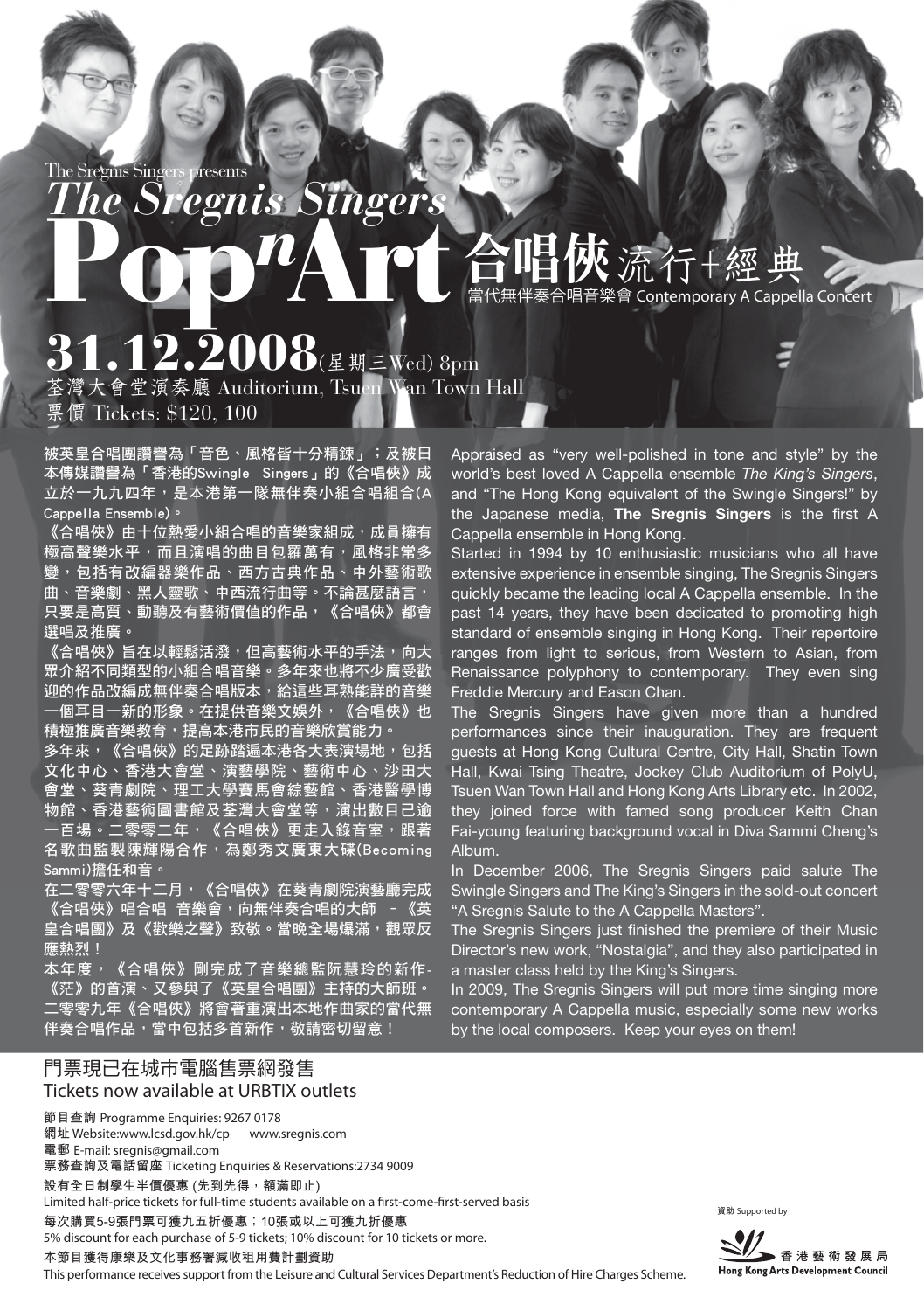The Sregnis Singers presents

# *The Sregnis Singers* Pop$^{n}$Art 合唱俠流行+經典

當代無伴奏合唱音樂會 Contemporary A Cappella Concert

## 31.12.2008(星期三Wed) 8pm

荃灣大會堂演奏廳 Auditorium, Tsuen Wan Town Hall

票價 Tickets: $120, 100

被英皇合唱團讚譽為「音色、風格皆十分精鍊」；及被日本傳媒讚譽為「香港的Swingle Singers」的《合唱俠》成立於一九九四年，是本港第一隊無伴奏小組合唱組合(A Cappella Ensemble)。

《合唱俠》由十位熱愛小組合唱的音樂家組成，成員擁有極高聲樂水平，而且演唱的曲目包羅萬有，風格非常多變，包括有改編器樂作品、西方古典作品、中外藝術歌曲、音樂劇、黑人靈歌、中西流行曲等。不論甚麼語言，只要是高質、動聽及有藝術價值的作品，《合唱俠》都會選唱及推廣。

《合唱俠》旨在以輕鬆活潑，但高藝術水平的手法，向大眾介紹不同類型的小組合唱音樂。多年來也將不少廣受歡迎的作品改編成無伴奏合唱版本，給這些耳熟能詳的音樂一個耳目一新的形象。在提供音樂文娛外，《合唱俠》也積極推廣音樂教育，提高本港市民的音樂欣賞能力。

多年來，《合唱俠》的足跡踏遍本港各大表演場地，包括文化中心、香港大會堂、演藝學院、藝術中心、沙田大會堂、葵青劇院、理工大學賽馬會綜藝館、香港醫學博物館、香港藝術圖書館及荃灣大會堂等，演出數目已逾一百場。二零零二年，《合唱俠》更走入錄音室，跟著名歌曲監製陳輝陽合作，為鄭秀文廣東大碟(Becoming Sammi)擔任和音。

在二零零六年十二月，《合唱俠》在葵青劇院演藝廳完成《合唱俠》唱合唱 音樂會，向無伴奏合唱的大師 -《英皇合唱團》及《歡樂之聲》致敬。當晚全場爆滿，觀眾反應熱烈！

本年度，《合唱俠》剛完成了音樂總監阮慧玲的新作-《茫》的首演、又參與了《英皇合唱團》主持的大師班。二零零九年《合唱俠》將會著重演出本地作曲家的當代無伴奏合唱作品，當中包括多首新作，敬請密切留意！

Appraised as "very well-polished in tone and style" by the world's best loved A Cappella ensemble *The King's Singers*, and "The Hong Kong equivalent of the Swingle Singers!" by the Japanese media, **The Sregnis Singers** is the first A Cappella ensemble in Hong Kong.

Started in 1994 by 10 enthusiastic musicians who all have extensive experience in ensemble singing, The Sregnis Singers quickly became the leading local A Cappella ensemble. In the past 14 years, they have been dedicated to promoting high standard of ensemble singing in Hong Kong. Their repertoire ranges from light to serious, from Western to Asian, from Renaissance polyphony to contemporary. They even sing Freddie Mercury and Eason Chan.

The Sregnis Singers have given more than a hundred performances since their inauguration. They are frequent guests at Hong Kong Cultural Centre, City Hall, Shatin Town Hall, Kwai Tsing Theatre, Jockey Club Auditorium of PolyU, Tsuen Wan Town Hall and Hong Kong Arts Library etc. In 2002, they joined force with famed song producer Keith Chan Fai-young featuring background vocal in Diva Sammi Cheng's Album.

In December 2006, The Sregnis Singers paid salute The Swingle Singers and The King's Singers in the sold-out concert "A Sregnis Salute to the A Cappella Masters".

The Sregnis Singers just finished the premiere of their Music Director's new work, "Nostalgia", and they also participated in a master class held by the King's Singers.

In 2009, The Sregnis Singers will put more time singing more contemporary A Cappella music, especially some new works by the local composers. Keep your eyes on them!

門票現已在城市電腦售票網發售
Tickets now available at URBTIX outlets

節目查詢 Programme Enquiries: 9267 0178
網址 Website:www.lcsd.gov.hk/cp www.sregnis.com
電郵 E-mail: sregnis@gmail.com
票務查詢及電話留座 Ticketing Enquiries & Reservations:2734 9009

設有全日制學生半價優惠 (先到先得，額滿即止)
Limited half-price tickets for full-time students available on a first-come-first-served basis

每次購買5-9張門票可獲九五折優惠；10張或以上可獲九折優惠
5% discount for each purchase of 5-9 tickets; 10% discount for 10 tickets or more.

本節目獲得康樂及文化事務署減收租用費計劃資助
This performance receives support from the Leisure and Cultural Services Department's Reduction of Hire Charges Scheme.

資助 Supported by
香港藝術發展局 Hong Kong Arts Development Council